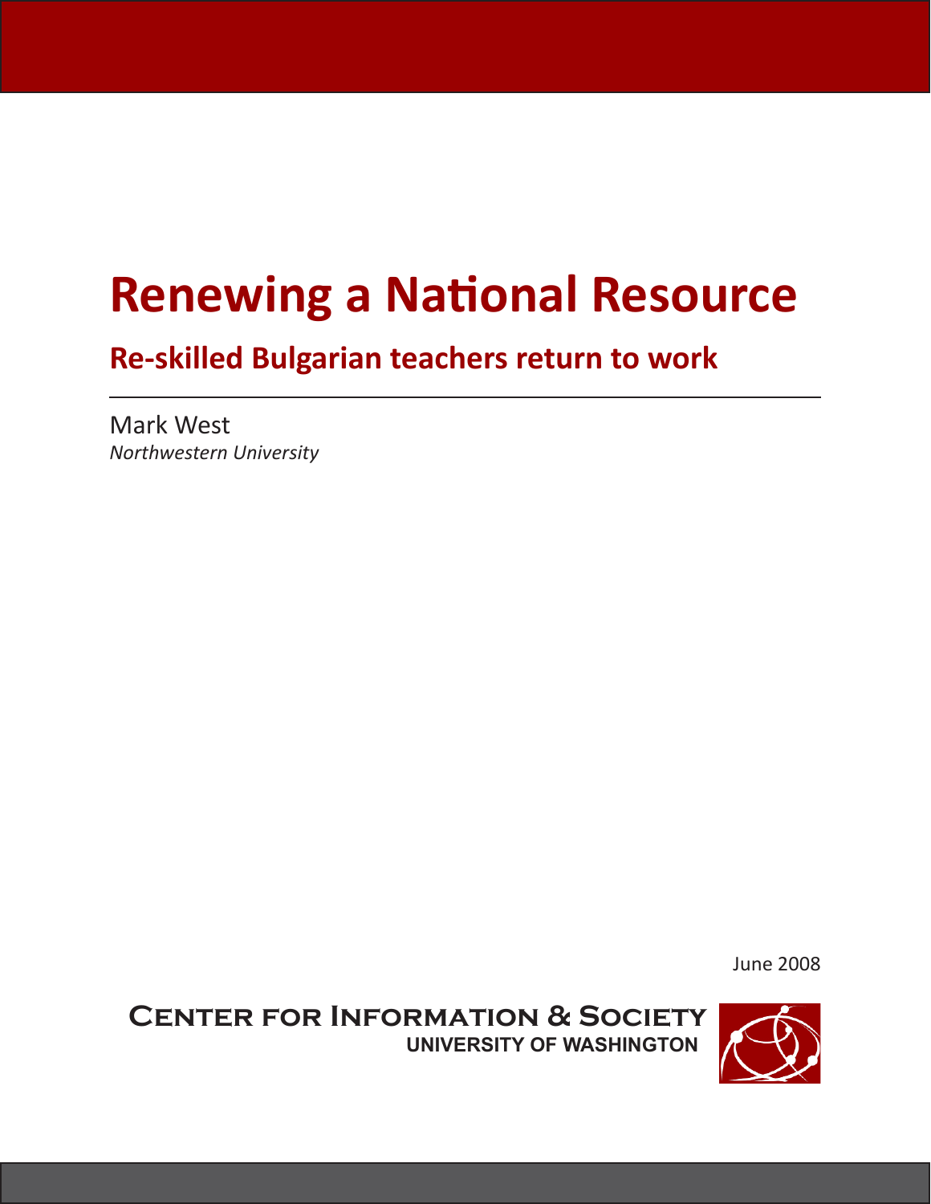# Renewing a National Resource

## Re-skilled Bulgarian teachers return to work

Mark West
*Northwestern University*

June 2008

**Center for Information & Society**
**UNIVERSITY OF WASHINGTON**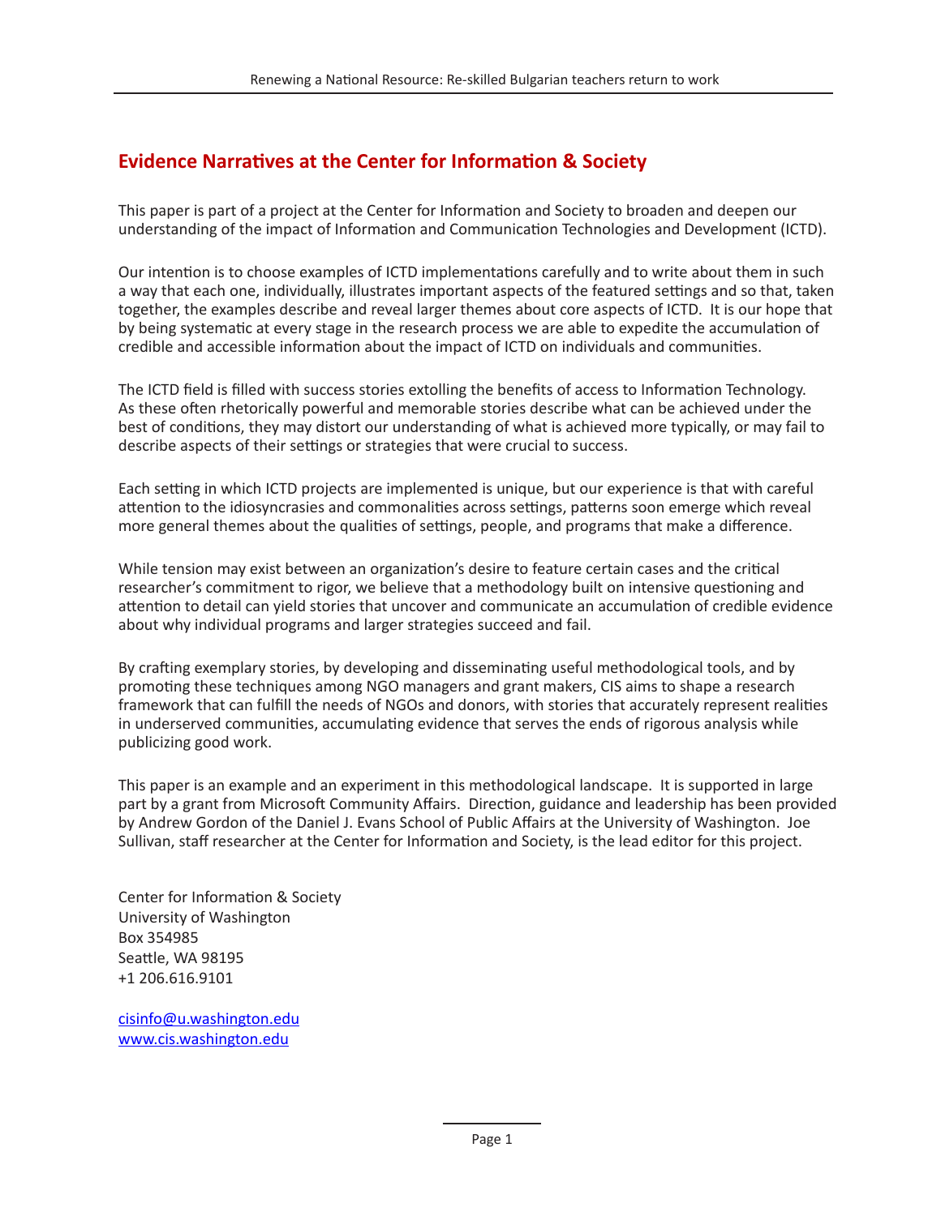## Evidence Narratives at the Center for Information & Society

This paper is part of a project at the Center for Information and Society to broaden and deepen our understanding of the impact of Information and Communication Technologies and Development (ICTD).

Our intention is to choose examples of ICTD implementations carefully and to write about them in such a way that each one, individually, illustrates important aspects of the featured settings and so that, taken together, the examples describe and reveal larger themes about core aspects of ICTD. It is our hope that by being systematic at every stage in the research process we are able to expedite the accumulation of credible and accessible information about the impact of ICTD on individuals and communities.

The ICTD field is filled with success stories extolling the benefits of access to Information Technology. As these often rhetorically powerful and memorable stories describe what can be achieved under the best of conditions, they may distort our understanding of what is achieved more typically, or may fail to describe aspects of their settings or strategies that were crucial to success.

Each setting in which ICTD projects are implemented is unique, but our experience is that with careful attention to the idiosyncrasies and commonalities across settings, patterns soon emerge which reveal more general themes about the qualities of settings, people, and programs that make a difference.

While tension may exist between an organization's desire to feature certain cases and the critical researcher's commitment to rigor, we believe that a methodology built on intensive questioning and attention to detail can yield stories that uncover and communicate an accumulation of credible evidence about why individual programs and larger strategies succeed and fail.

By crafting exemplary stories, by developing and disseminating useful methodological tools, and by promoting these techniques among NGO managers and grant makers, CIS aims to shape a research framework that can fulfill the needs of NGOs and donors, with stories that accurately represent realities in underserved communities, accumulating evidence that serves the ends of rigorous analysis while publicizing good work.

This paper is an example and an experiment in this methodological landscape. It is supported in large part by a grant from Microsoft Community Affairs. Direction, guidance and leadership has been provided by Andrew Gordon of the Daniel J. Evans School of Public Affairs at the University of Washington. Joe Sullivan, staff researcher at the Center for Information and Society, is the lead editor for this project.

Center for Information & Society
University of Washington
Box 354985
Seattle, WA 98195
+1 206.616.9101

cisinfo@u.washington.edu
www.cis.washington.edu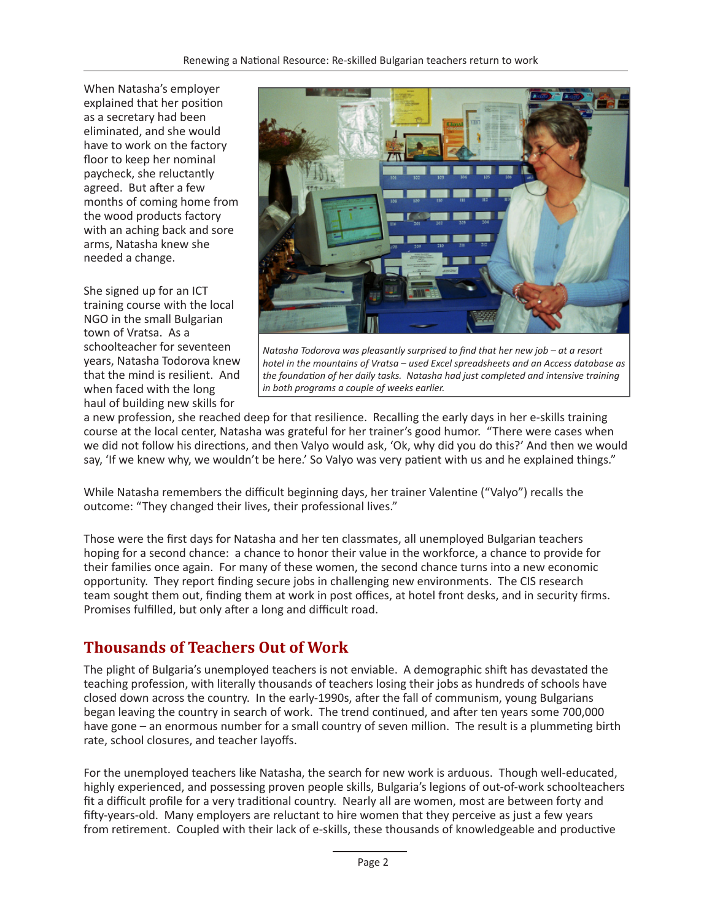When Natasha's employer explained that her position as a secretary had been eliminated, and she would have to work on the factory floor to keep her nominal paycheck, she reluctantly agreed. But after a few months of coming home from the wood products factory with an aching back and sore arms, Natasha knew she needed a change.

*Natasha Todorova was pleasantly surprised to find that her new job – at a resort hotel in the mountains of Vratsa – used Excel spreadsheets and an Access database as the foundation of her daily tasks. Natasha had just completed and intensive training in both programs a couple of weeks earlier.*

She signed up for an ICT training course with the local NGO in the small Bulgarian town of Vratsa. As a schoolteacher for seventeen years, Natasha Todorova knew that the mind is resilient. And when faced with the long haul of building new skills for a new profession, she reached deep for that resilience. Recalling the early days in her e-skills training course at the local center, Natasha was grateful for her trainer's good humor. "There were cases when we did not follow his directions, and then Valyo would ask, 'Ok, why did you do this?' And then we would say, 'If we knew why, we wouldn't be here.' So Valyo was very patient with us and he explained things."

While Natasha remembers the difficult beginning days, her trainer Valentine ("Valyo") recalls the outcome: "They changed their lives, their professional lives."

Those were the first days for Natasha and her ten classmates, all unemployed Bulgarian teachers hoping for a second chance: a chance to honor their value in the workforce, a chance to provide for their families once again. For many of these women, the second chance turns into a new economic opportunity. They report finding secure jobs in challenging new environments. The CIS research team sought them out, finding them at work in post offices, at hotel front desks, and in security firms. Promises fulfilled, but only after a long and difficult road.

## Thousands of Teachers Out of Work

The plight of Bulgaria's unemployed teachers is not enviable. A demographic shift has devastated the teaching profession, with literally thousands of teachers losing their jobs as hundreds of schools have closed down across the country. In the early-1990s, after the fall of communism, young Bulgarians began leaving the country in search of work. The trend continued, and after ten years some 700,000 have gone – an enormous number for a small country of seven million. The result is a plummeting birth rate, school closures, and teacher layoffs.

For the unemployed teachers like Natasha, the search for new work is arduous. Though well-educated, highly experienced, and possessing proven people skills, Bulgaria's legions of out-of-work schoolteachers fit a difficult profile for a very traditional country. Nearly all are women, most are between forty and fifty-years-old. Many employers are reluctant to hire women that they perceive as just a few years from retirement. Coupled with their lack of e-skills, these thousands of knowledgeable and productive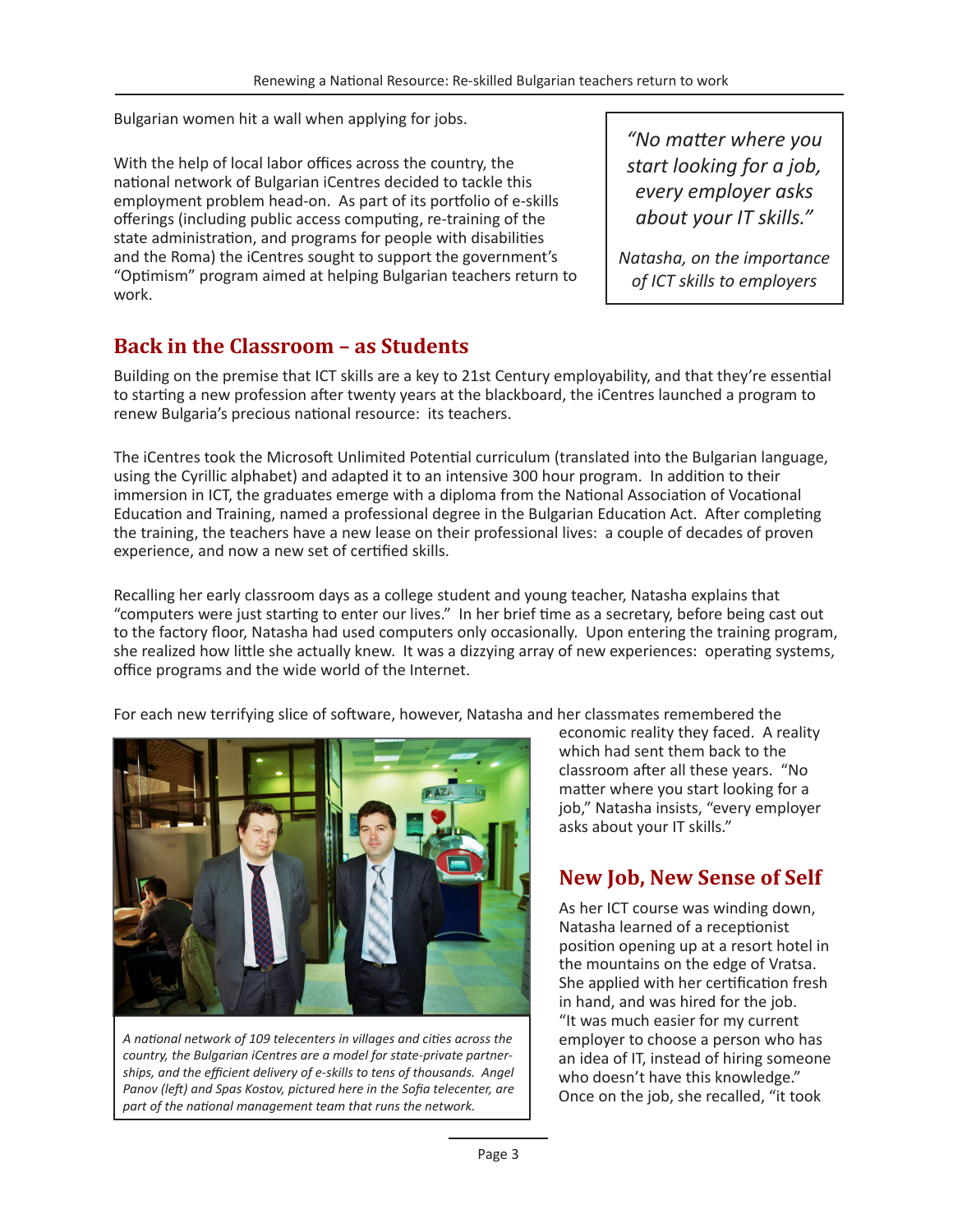Bulgarian women hit a wall when applying for jobs.

With the help of local labor offices across the country, the national network of Bulgarian iCentres decided to tackle this employment problem head-on. As part of its portfolio of e-skills offerings (including public access computing, re-training of the state administration, and programs for people with disabilities and the Roma) the iCentres sought to support the government's "Optimism" program aimed at helping Bulgarian teachers return to work.

> *"No matter where you start looking for a job, every employer asks about your IT skills."*
>
> *Natasha, on the importance of ICT skills to employers*

## Back in the Classroom – as Students

Building on the premise that ICT skills are a key to 21st Century employability, and that they're essential to starting a new profession after twenty years at the blackboard, the iCentres launched a program to renew Bulgaria's precious national resource: its teachers.

The iCentres took the Microsoft Unlimited Potential curriculum (translated into the Bulgarian language, using the Cyrillic alphabet) and adapted it to an intensive 300 hour program. In addition to their immersion in ICT, the graduates emerge with a diploma from the National Association of Vocational Education and Training, named a professional degree in the Bulgarian Education Act. After completing the training, the teachers have a new lease on their professional lives: a couple of decades of proven experience, and now a new set of certified skills.

Recalling her early classroom days as a college student and young teacher, Natasha explains that "computers were just starting to enter our lives." In her brief time as a secretary, before being cast out to the factory floor, Natasha had used computers only occasionally. Upon entering the training program, she realized how little she actually knew. It was a dizzying array of new experiences: operating systems, office programs and the wide world of the Internet.

For each new terrifying slice of software, however, Natasha and her classmates remembered the economic reality they faced. A reality which had sent them back to the classroom after all these years. "No matter where you start looking for a job," Natasha insists, "every employer asks about your IT skills."

*A national network of 109 telecenters in villages and cities across the country, the Bulgarian iCentres are a model for state-private partnerships, and the efficient delivery of e-skills to tens of thousands. Angel Panov (left) and Spas Kostov, pictured here in the Sofia telecenter, are part of the national management team that runs the network.*

## New Job, New Sense of Self

As her ICT course was winding down, Natasha learned of a receptionist position opening up at a resort hotel in the mountains on the edge of Vratsa. She applied with her certification fresh in hand, and was hired for the job. "It was much easier for my current employer to choose a person who has an idea of IT, instead of hiring someone who doesn't have this knowledge." Once on the job, she recalled, "it took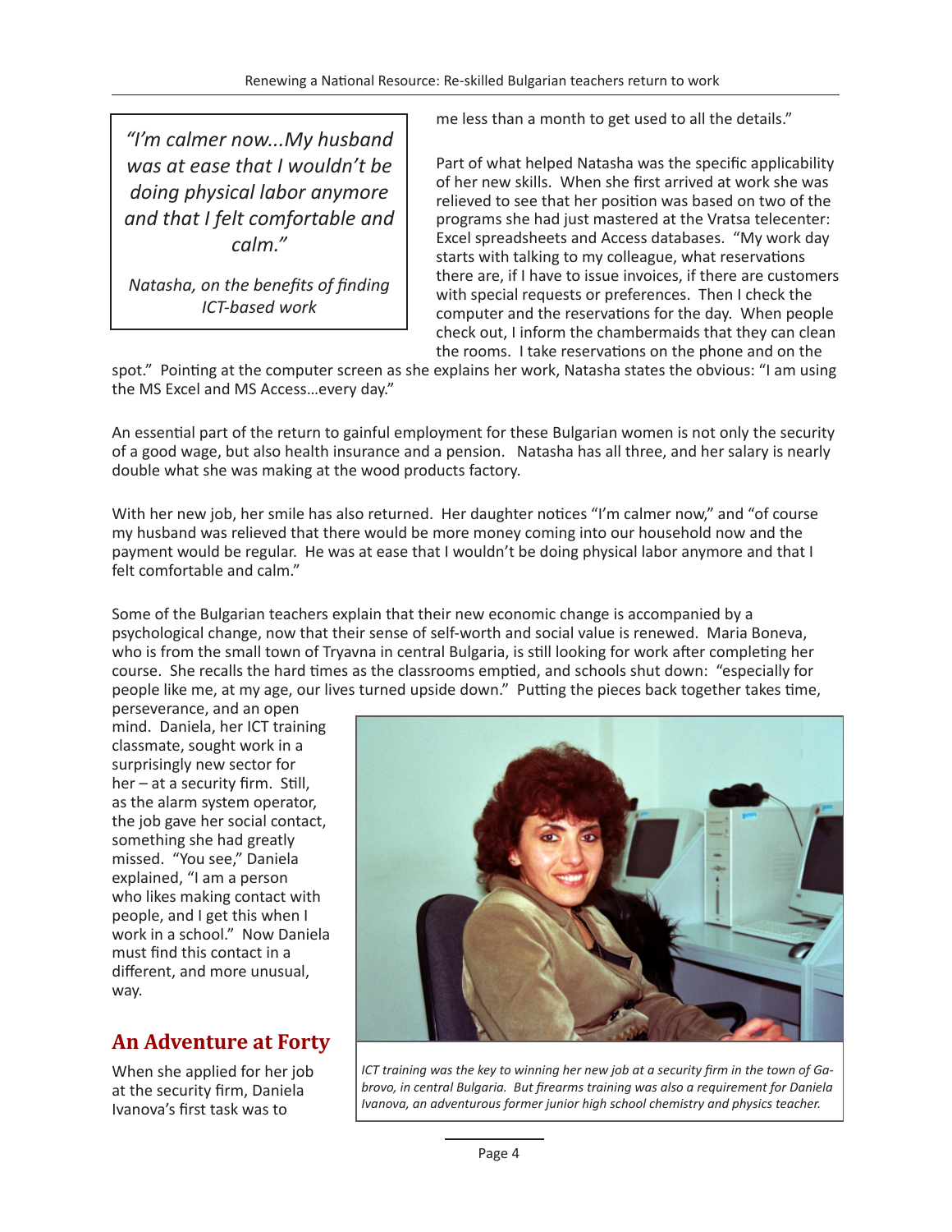> *"I'm calmer now...My husband was at ease that I wouldn't be doing physical labor anymore and that I felt comfortable and calm."*
>
> *Natasha, on the benefits of finding ICT-based work*

me less than a month to get used to all the details."

Part of what helped Natasha was the specific applicability of her new skills. When she first arrived at work she was relieved to see that her position was based on two of the programs she had just mastered at the Vratsa telecenter: Excel spreadsheets and Access databases. "My work day starts with talking to my colleague, what reservations there are, if I have to issue invoices, if there are customers with special requests or preferences. Then I check the computer and the reservations for the day. When people check out, I inform the chambermaids that they can clean the rooms. I take reservations on the phone and on the spot." Pointing at the computer screen as she explains her work, Natasha states the obvious: "I am using the MS Excel and MS Access…every day."

An essential part of the return to gainful employment for these Bulgarian women is not only the security of a good wage, but also health insurance and a pension. Natasha has all three, and her salary is nearly double what she was making at the wood products factory.

With her new job, her smile has also returned. Her daughter notices "I'm calmer now," and "of course my husband was relieved that there would be more money coming into our household now and the payment would be regular. He was at ease that I wouldn't be doing physical labor anymore and that I felt comfortable and calm."

Some of the Bulgarian teachers explain that their new economic change is accompanied by a psychological change, now that their sense of self-worth and social value is renewed. Maria Boneva, who is from the small town of Tryavna in central Bulgaria, is still looking for work after completing her course. She recalls the hard times as the classrooms emptied, and schools shut down: "especially for people like me, at my age, our lives turned upside down." Putting the pieces back together takes time, perseverance, and an open mind. Daniela, her ICT training classmate, sought work in a surprisingly new sector for her – at a security firm. Still, as the alarm system operator, the job gave her social contact, something she had greatly missed. "You see," Daniela explained, "I am a person who likes making contact with people, and I get this when I work in a school." Now Daniela must find this contact in a different, and more unusual, way.

*ICT training was the key to winning her new job at a security firm in the town of Gabrovo, in central Bulgaria. But firearms training was also a requirement for Daniela Ivanova, an adventurous former junior high school chemistry and physics teacher.*

## An Adventure at Forty

When she applied for her job at the security firm, Daniela Ivanova's first task was to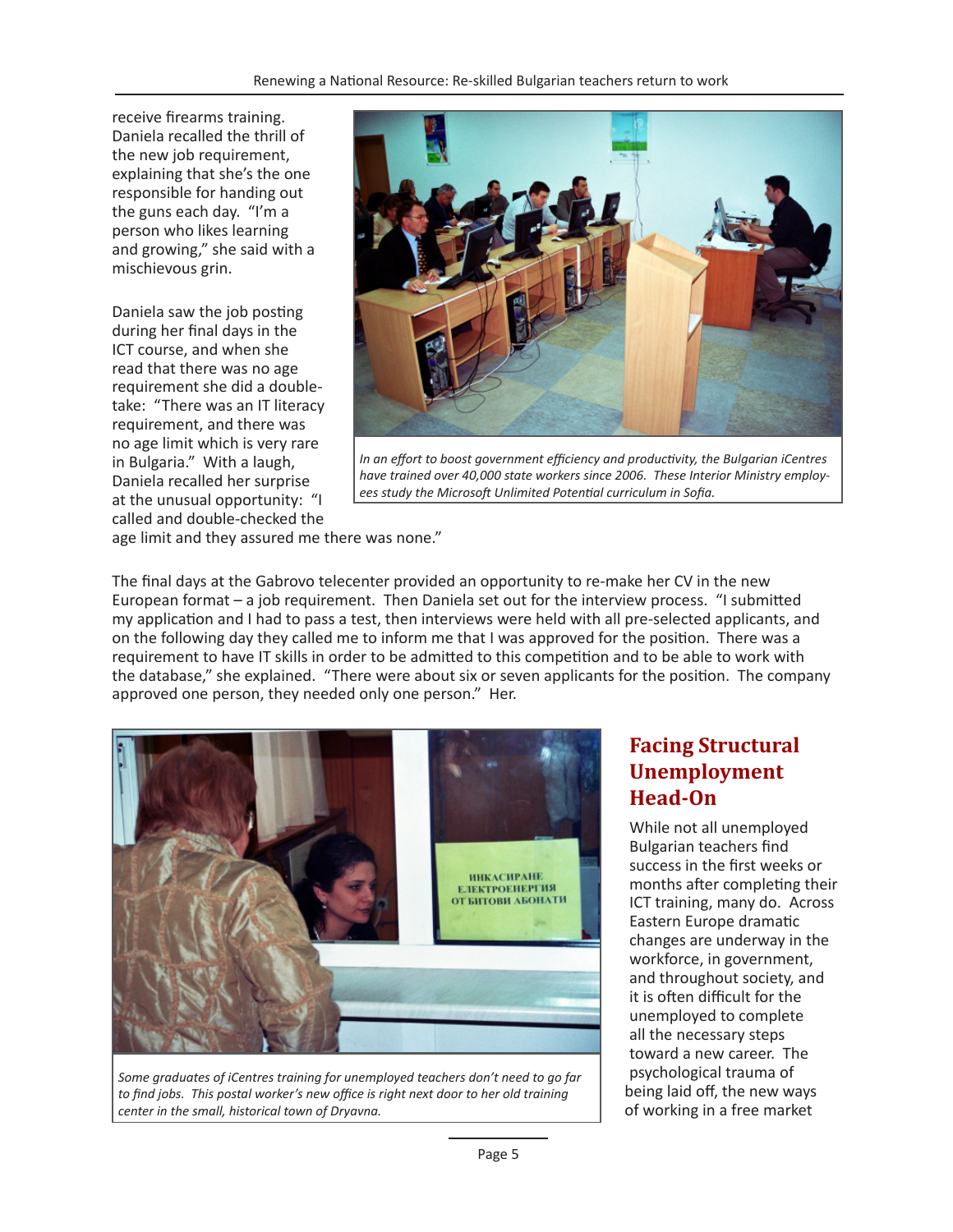receive firearms training. Daniela recalled the thrill of the new job requirement, explaining that she's the one responsible for handing out the guns each day. "I'm a person who likes learning and growing," she said with a mischievous grin.

*In an effort to boost government efficiency and productivity, the Bulgarian iCentres have trained over 40,000 state workers since 2006. These Interior Ministry employees study the Microsoft Unlimited Potential curriculum in Sofia.*

Daniela saw the job posting during her final days in the ICT course, and when she read that there was no age requirement she did a double-take: "There was an IT literacy requirement, and there was no age limit which is very rare in Bulgaria." With a laugh, Daniela recalled her surprise at the unusual opportunity: "I called and double-checked the age limit and they assured me there was none."

The final days at the Gabrovo telecenter provided an opportunity to re-make her CV in the new European format – a job requirement. Then Daniela set out for the interview process. "I submitted my application and I had to pass a test, then interviews were held with all pre-selected applicants, and on the following day they called me to inform me that I was approved for the position. There was a requirement to have IT skills in order to be admitted to this competition and to be able to work with the database," she explained. "There were about six or seven applicants for the position. The company approved one person, they needed only one person." Her.

*Some graduates of iCentres training for unemployed teachers don't need to go far to find jobs. This postal worker's new office is right next door to her old training center in the small, historical town of Dryavna.*

## Facing Structural Unemployment Head-On

While not all unemployed Bulgarian teachers find success in the first weeks or months after completing their ICT training, many do. Across Eastern Europe dramatic changes are underway in the workforce, in government, and throughout society, and it is often difficult for the unemployed to complete all the necessary steps toward a new career. The psychological trauma of being laid off, the new ways of working in a free market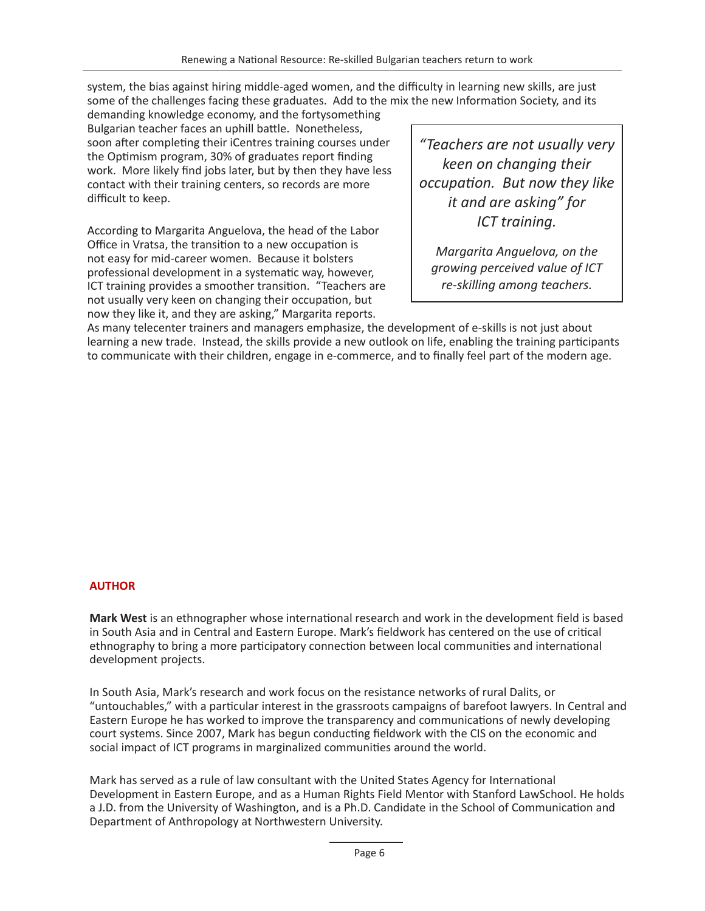system, the bias against hiring middle-aged women, and the difficulty in learning new skills, are just some of the challenges facing these graduates. Add to the mix the new Information Society, and its demanding knowledge economy, and the fortysomething Bulgarian teacher faces an uphill battle. Nonetheless, soon after completing their iCentres training courses under the Optimism program, 30% of graduates report finding work. More likely find jobs later, but by then they have less contact with their training centers, so records are more difficult to keep.

> *"Teachers are not usually very keen on changing their occupation. But now they like it and are asking" for ICT training.*
>
> *Margarita Anguelova, on the growing perceived value of ICT re-skilling among teachers.*

According to Margarita Anguelova, the head of the Labor Office in Vratsa, the transition to a new occupation is not easy for mid-career women. Because it bolsters professional development in a systematic way, however, ICT training provides a smoother transition. "Teachers are not usually very keen on changing their occupation, but now they like it, and they are asking," Margarita reports. As many telecenter trainers and managers emphasize, the development of e-skills is not just about learning a new trade. Instead, the skills provide a new outlook on life, enabling the training participants to communicate with their children, engage in e-commerce, and to finally feel part of the modern age.

## AUTHOR

**Mark West** is an ethnographer whose international research and work in the development field is based in South Asia and in Central and Eastern Europe. Mark's fieldwork has centered on the use of critical ethnography to bring a more participatory connection between local communities and international development projects.

In South Asia, Mark's research and work focus on the resistance networks of rural Dalits, or "untouchables," with a particular interest in the grassroots campaigns of barefoot lawyers. In Central and Eastern Europe he has worked to improve the transparency and communications of newly developing court systems. Since 2007, Mark has begun conducting fieldwork with the CIS on the economic and social impact of ICT programs in marginalized communities around the world.

Mark has served as a rule of law consultant with the United States Agency for International Development in Eastern Europe, and as a Human Rights Field Mentor with Stanford LawSchool. He holds a J.D. from the University of Washington, and is a Ph.D. Candidate in the School of Communication and Department of Anthropology at Northwestern University.